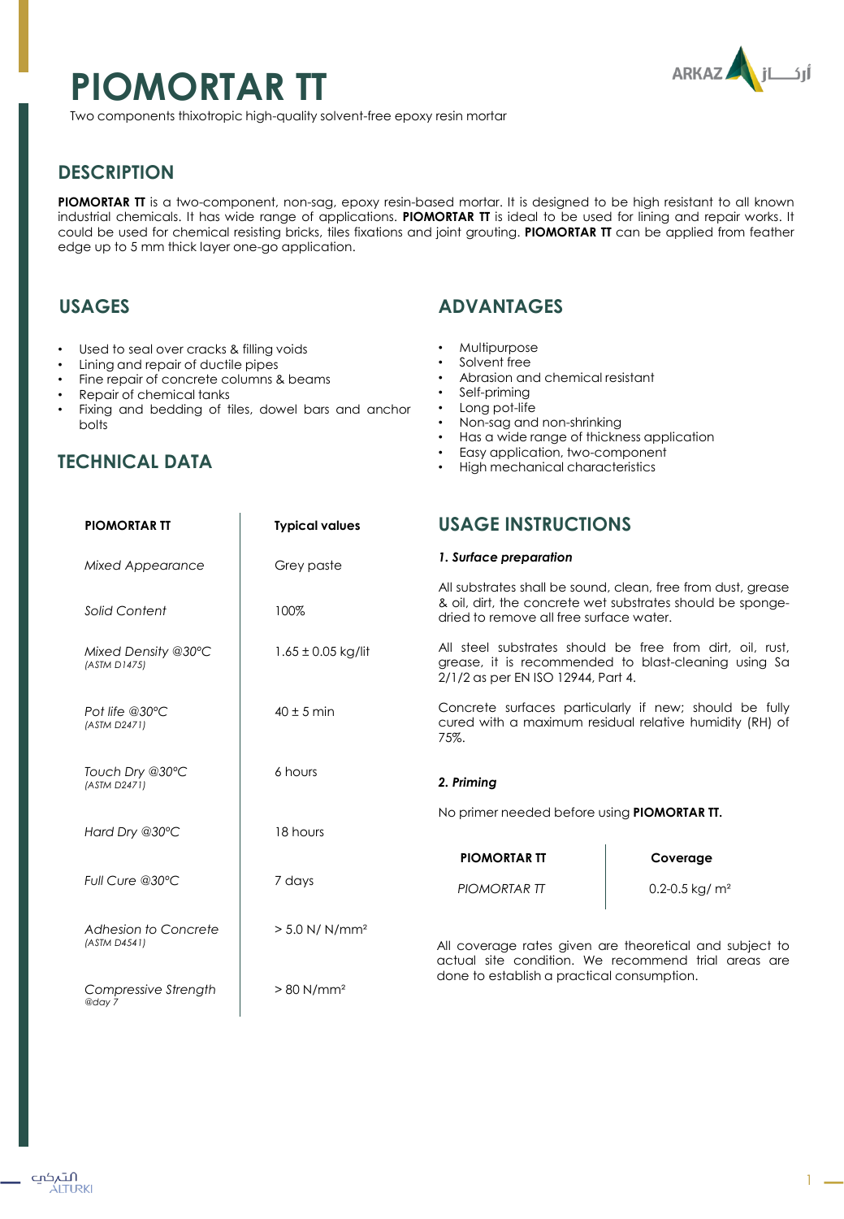# PIOMORTAR TT

Two components thixotropic high-quality solvent-free epoxy resin mortar

## DESCRIPTION

**PIOMORTAR TT** is a two-component, non-sag, epoxy resin-based mortar. It is designed to be high resistant to all known industrial chemicals. It has wide range of applications. **PIOMORTAR TT** is ideal to be used for lining and repair works. It could be used for chemical resisting bricks, tiles fixations and joint grouting. **PIOMORTAR TT** can be applied from feather edge up to 5 mm thick layer one-go application.

## USAGES

- Used to seal over cracks & filling voids
- Lining and repair of ductile pipes
- Fine repair of concrete columns & beams
- Repair of chemical tanks
- Fixing and bedding of tiles, dowel bars and anchor bolts

## ADVANTAGES

- Multipurpose
- Solvent free
- Abrasion and chemical resistant
- Self-priming
- Long pot-life
- Non-sag and non-shrinking
- Has a wide range of thickness application
- Easy application, two-component
- High mechanical characteristics

## TECHNICAL DATA

| PIOMORTAR TT | Typical values |
|---|---|
| *Mixed Appearance* | Grey paste |
| *Solid Content* | 100% |
| *Mixed Density @30°C* *(ASTM D1475)* | 1.65 ± 0.05 kg/lit |
| *Pot life @30°C* *(ASTM D2471)* | 40 ± 5 min |
| *Touch Dry @30°C* *(ASTM D2471)* | 6 hours |
| *Hard Dry @30°C* | 18 hours |
| *Full Cure @30°C* | 7 days |
| *Adhesion to Concrete* *(ASTM D4541)* | > 5.0 N/ N/mm² |
| *Compressive Strength* *@day 7* | > 80 N/mm² |

## USAGE INSTRUCTIONS

***1. Surface preparation***

All substrates shall be sound, clean, free from dust, grease & oil, dirt, the concrete wet substrates should be sponge-dried to remove all free surface water.

All steel substrates should be free from dirt, oil, rust, grease, it is recommended to blast-cleaning using Sa 2/1/2 as per EN ISO 12944, Part 4.

Concrete surfaces particularly if new; should be fully cured with a maximum residual relative humidity (RH) of 75%.

***2. Priming***

No primer needed before using **PIOMORTAR TT.**

| PIOMORTAR TT | Coverage |
|---|---|
| *PIOMORTAR TT* | 0.2-0.5 kg/ m² |

All coverage rates given are theoretical and subject to actual site condition. We recommend trial areas are done to establish a practical consumption.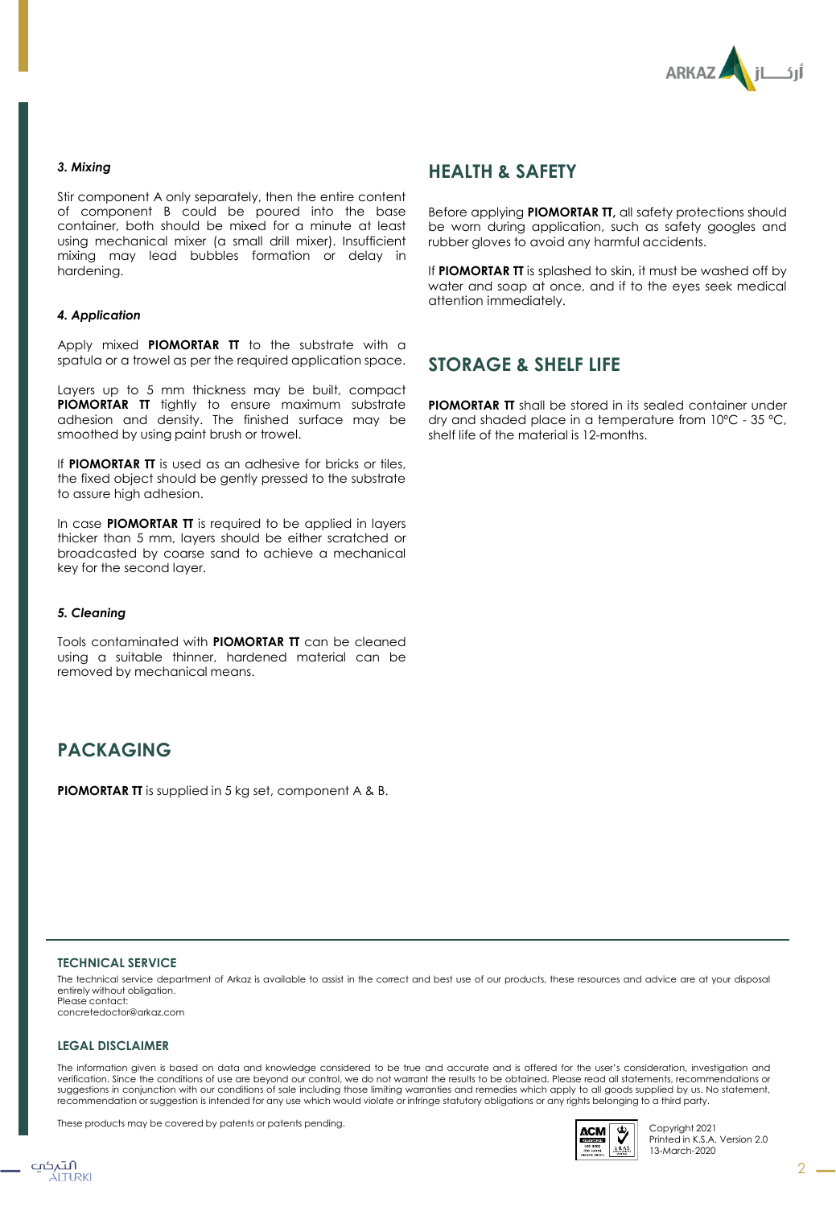### *3. Mixing*

Stir component A only separately, then the entire content of component B could be poured into the base container, both should be mixed for a minute at least using mechanical mixer (a small drill mixer). Insufficient mixing may lead bubbles formation or delay in hardening.

### *4. Application*

Apply mixed **PIOMORTAR TT** to the substrate with a spatula or a trowel as per the required application space.

Layers up to 5 mm thickness may be built, compact **PIOMORTAR TT** tightly to ensure maximum substrate adhesion and density. The finished surface may be smoothed by using paint brush or trowel.

If **PIOMORTAR TT** is used as an adhesive for bricks or tiles, the fixed object should be gently pressed to the substrate to assure high adhesion.

In case **PIOMORTAR TT** is required to be applied in layers thicker than 5 mm, layers should be either scratched or broadcasted by coarse sand to achieve a mechanical key for the second layer.

### *5. Cleaning*

Tools contaminated with **PIOMORTAR TT** can be cleaned using a suitable thinner, hardened material can be removed by mechanical means.

## PACKAGING

**PIOMORTAR TT** is supplied in 5 kg set, component A & B.

## HEALTH & SAFETY

Before applying **PIOMORTAR TT,** all safety protections should be worn during application, such as safety googles and rubber gloves to avoid any harmful accidents.

If **PIOMORTAR TT** is splashed to skin, it must be washed off by water and soap at once, and if to the eyes seek medical attention immediately.

## STORAGE & SHELF LIFE

**PIOMORTAR TT** shall be stored in its sealed container under dry and shaded place in a temperature from 10°C - 35 °C, shelf life of the material is 12-months.

### TECHNICAL SERVICE

The technical service department of Arkaz is available to assist in the correct and best use of our products, these resources and advice are at your disposal entirely without obligation.
Please contact:
concretedoctor@arkaz.com

### LEGAL DISCLAIMER

The information given is based on data and knowledge considered to be true and accurate and is offered for the user's consideration, investigation and verification. Since the conditions of use are beyond our control, we do not warrant the results to be obtained. Please read all statements, recommendations or suggestions in conjunction with our conditions of sale including those limiting warranties and remedies which apply to all goods supplied by us. No statement, recommendation or suggestion is intended for any use which would violate or infringe statutory obligations or any rights belonging to a third party.

These products may be covered by patents or patents pending.

Copyright 2021
Printed in K.S.A. Version 2.0
13-March-2020